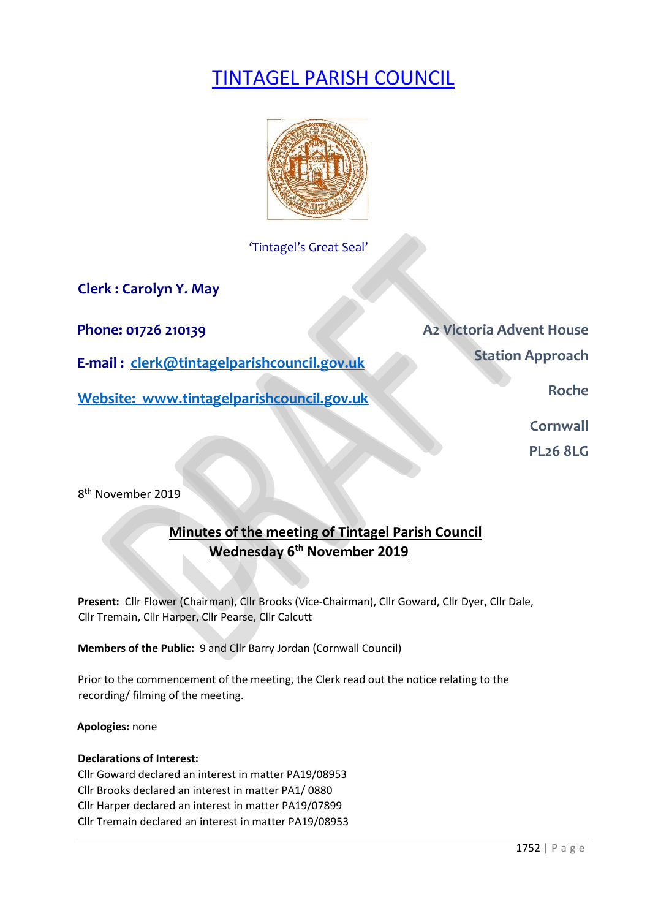# TINTAGEL PARISH COUNCIL

'Tintagel's Great Seal'

**Clerk : Carolyn Y. May**

**Phone: 01726 210139**

**E-mail : clerk@tintagelparishcouncil.gov.uk**

**Website: www.tintagelparishcouncil.gov.uk**

**A2 Victoria Advent House**
**Station Approach**
**Roche**
**Cornwall**
**PL26 8LG**

8th November 2019

## Minutes of the meeting of Tintagel Parish Council Wednesday 6th November 2019

**Present:** Cllr Flower (Chairman), Cllr Brooks (Vice-Chairman), Cllr Goward, Cllr Dyer, Cllr Dale, Cllr Tremain, Cllr Harper, Cllr Pearse, Cllr Calcutt

**Members of the Public:** 9 and Cllr Barry Jordan (Cornwall Council)

Prior to the commencement of the meeting, the Clerk read out the notice relating to the recording/ filming of the meeting.

**Apologies:** none

**Declarations of Interest:**
Cllr Goward declared an interest in matter PA19/08953
Cllr Brooks declared an interest in matter PA1/ 0880
Cllr Harper declared an interest in matter PA19/07899
Cllr Tremain declared an interest in matter PA19/08953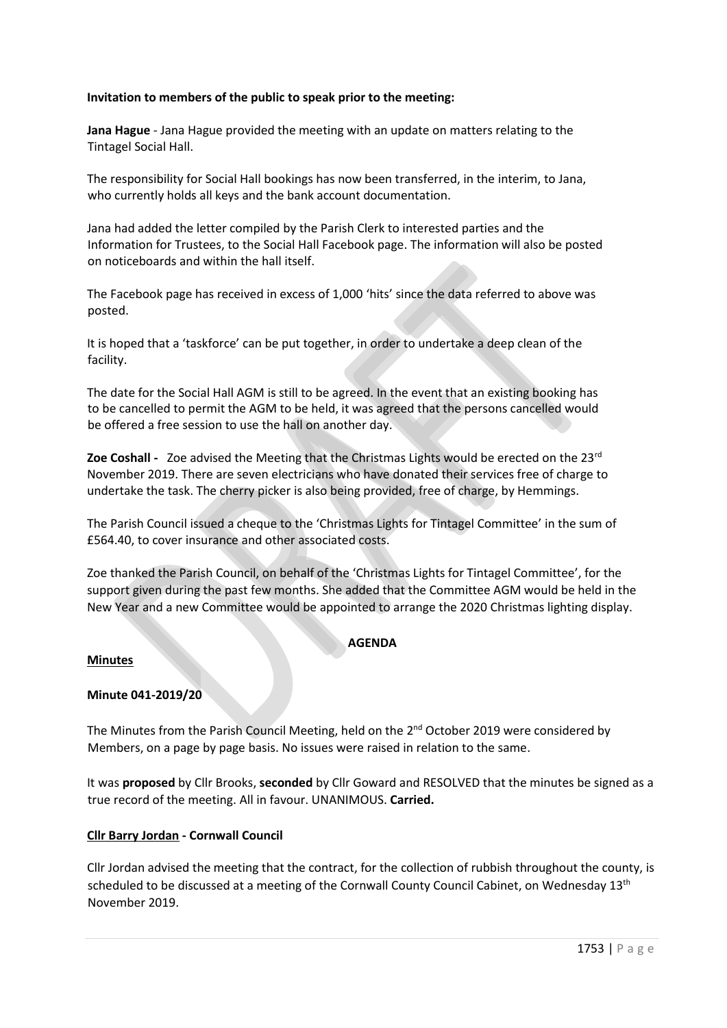**Invitation to members of the public to speak prior to the meeting:**

**Jana Hague** - Jana Hague provided the meeting with an update on matters relating to the Tintagel Social Hall.

The responsibility for Social Hall bookings has now been transferred, in the interim, to Jana, who currently holds all keys and the bank account documentation.

Jana had added the letter compiled by the Parish Clerk to interested parties and the Information for Trustees, to the Social Hall Facebook page. The information will also be posted on noticeboards and within the hall itself.

The Facebook page has received in excess of 1,000 'hits' since the data referred to above was posted.

It is hoped that a 'taskforce' can be put together, in order to undertake a deep clean of the facility.

The date for the Social Hall AGM is still to be agreed. In the event that an existing booking has to be cancelled to permit the AGM to be held, it was agreed that the persons cancelled would be offered a free session to use the hall on another day.

**Zoe Coshall -** Zoe advised the Meeting that the Christmas Lights would be erected on the 23rd November 2019. There are seven electricians who have donated their services free of charge to undertake the task. The cherry picker is also being provided, free of charge, by Hemmings.

The Parish Council issued a cheque to the 'Christmas Lights for Tintagel Committee' in the sum of £564.40, to cover insurance and other associated costs.

Zoe thanked the Parish Council, on behalf of the 'Christmas Lights for Tintagel Committee', for the support given during the past few months. She added that the Committee AGM would be held in the New Year and a new Committee would be appointed to arrange the 2020 Christmas lighting display.

**AGENDA**

**Minutes**

**Minute 041-2019/20**

The Minutes from the Parish Council Meeting, held on the 2nd October 2019 were considered by Members, on a page by page basis. No issues were raised in relation to the same.

It was **proposed** by Cllr Brooks, **seconded** by Cllr Goward and RESOLVED that the minutes be signed as a true record of the meeting. All in favour. UNANIMOUS. **Carried.**

**Cllr Barry Jordan - Cornwall Council**

Cllr Jordan advised the meeting that the contract, for the collection of rubbish throughout the county, is scheduled to be discussed at a meeting of the Cornwall County Council Cabinet, on Wednesday 13th November 2019.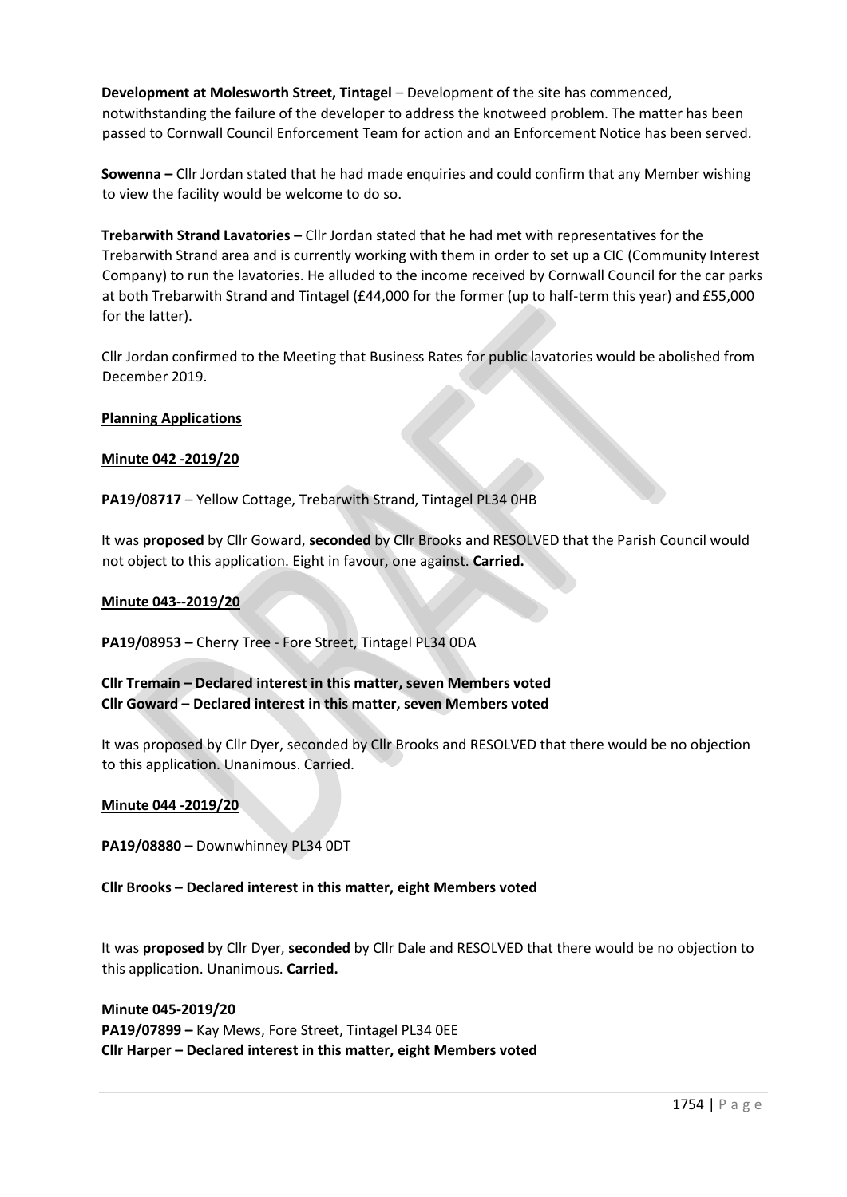**Development at Molesworth Street, Tintagel** – Development of the site has commenced, notwithstanding the failure of the developer to address the knotweed problem. The matter has been passed to Cornwall Council Enforcement Team for action and an Enforcement Notice has been served.

**Sowenna –** Cllr Jordan stated that he had made enquiries and could confirm that any Member wishing to view the facility would be welcome to do so.

**Trebarwith Strand Lavatories –** Cllr Jordan stated that he had met with representatives for the Trebarwith Strand area and is currently working with them in order to set up a CIC (Community Interest Company) to run the lavatories. He alluded to the income received by Cornwall Council for the car parks at both Trebarwith Strand and Tintagel (£44,000 for the former (up to half-term this year) and £55,000 for the latter).

Cllr Jordan confirmed to the Meeting that Business Rates for public lavatories would be abolished from December 2019.

**Planning Applications**

**Minute 042 -2019/20**

**PA19/08717** – Yellow Cottage, Trebarwith Strand, Tintagel PL34 0HB

It was **proposed** by Cllr Goward, **seconded** by Cllr Brooks and RESOLVED that the Parish Council would not object to this application. Eight in favour, one against. **Carried.**

**Minute 043--2019/20**

**PA19/08953 –** Cherry Tree - Fore Street, Tintagel PL34 0DA

**Cllr Tremain – Declared interest in this matter, seven Members voted**
**Cllr Goward – Declared interest in this matter, seven Members voted**

It was proposed by Cllr Dyer, seconded by Cllr Brooks and RESOLVED that there would be no objection to this application. Unanimous. Carried.

**Minute 044 -2019/20**

**PA19/08880 –** Downwhinney PL34 0DT

**Cllr Brooks – Declared interest in this matter, eight Members voted**

It was **proposed** by Cllr Dyer, **seconded** by Cllr Dale and RESOLVED that there would be no objection to this application. Unanimous. **Carried.**

**Minute 045-2019/20**
**PA19/07899 –** Kay Mews, Fore Street, Tintagel PL34 0EE
**Cllr Harper – Declared interest in this matter, eight Members voted**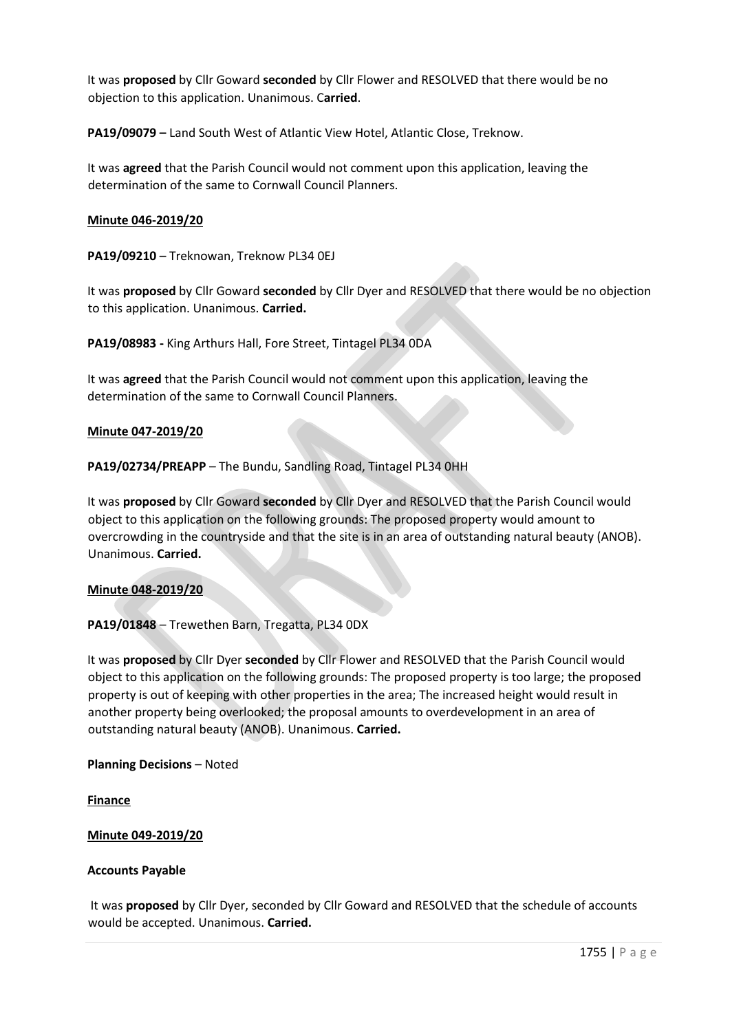It was **proposed** by Cllr Goward **seconded** by Cllr Flower and RESOLVED that there would be no objection to this application. Unanimous. C**arried**.

**PA19/09079 –** Land South West of Atlantic View Hotel, Atlantic Close, Treknow.

It was **agreed** that the Parish Council would not comment upon this application, leaving the determination of the same to Cornwall Council Planners.

**Minute 046-2019/20**

**PA19/09210** – Treknowan, Treknow PL34 0EJ

It was **proposed** by Cllr Goward **seconded** by Cllr Dyer and RESOLVED that there would be no objection to this application. Unanimous. **Carried.**

**PA19/08983 -** King Arthurs Hall, Fore Street, Tintagel PL34 0DA

It was **agreed** that the Parish Council would not comment upon this application, leaving the determination of the same to Cornwall Council Planners.

**Minute 047-2019/20**

**PA19/02734/PREAPP** – The Bundu, Sandling Road, Tintagel PL34 0HH

It was **proposed** by Cllr Goward **seconded** by Cllr Dyer and RESOLVED that the Parish Council would object to this application on the following grounds: The proposed property would amount to overcrowding in the countryside and that the site is in an area of outstanding natural beauty (ANOB). Unanimous. **Carried.**

**Minute 048-2019/20**

**PA19/01848** – Trewethen Barn, Tregatta, PL34 0DX

It was **proposed** by Cllr Dyer **seconded** by Cllr Flower and RESOLVED that the Parish Council would object to this application on the following grounds: The proposed property is too large; the proposed property is out of keeping with other properties in the area; The increased height would result in another property being overlooked; the proposal amounts to overdevelopment in an area of outstanding natural beauty (ANOB). Unanimous. **Carried.**

**Planning Decisions** – Noted

**Finance**

**Minute 049-2019/20**

**Accounts Payable**

It was **proposed** by Cllr Dyer, seconded by Cllr Goward and RESOLVED that the schedule of accounts would be accepted. Unanimous. **Carried.**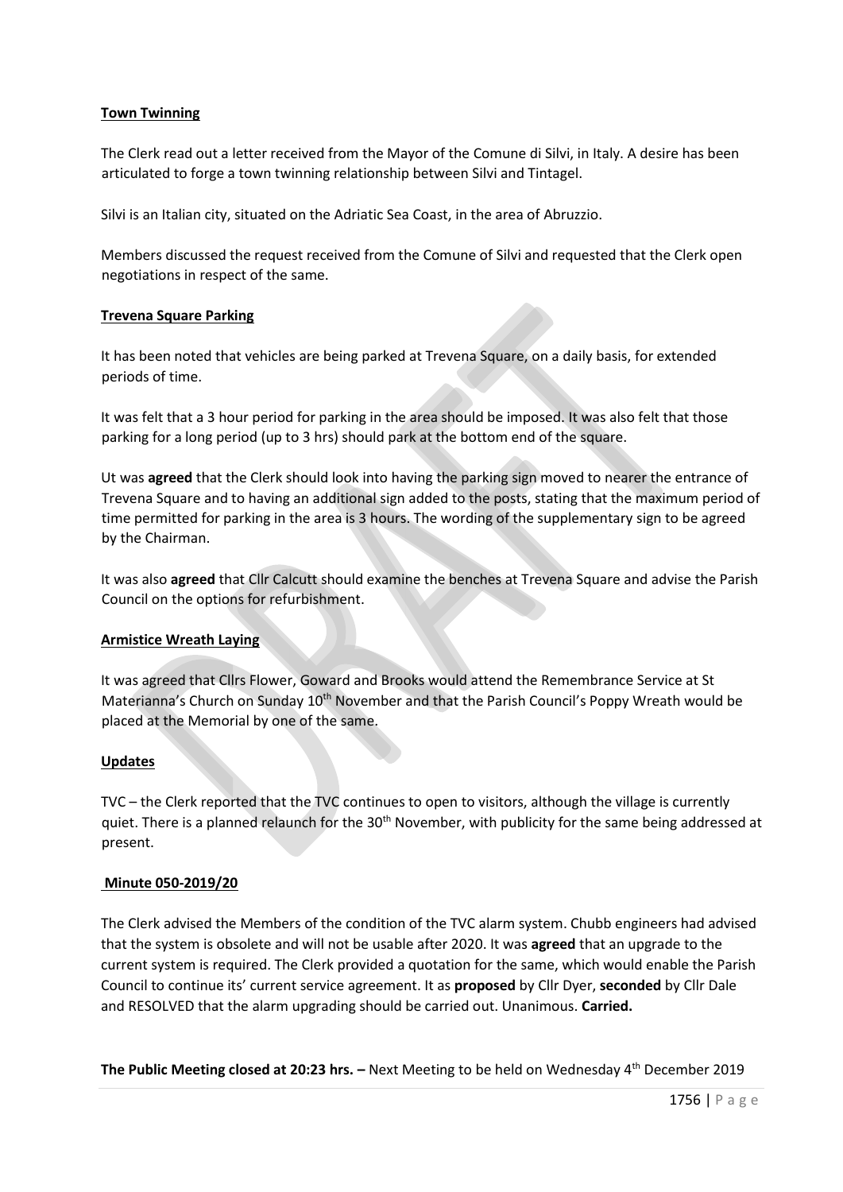**Town Twinning**

The Clerk read out a letter received from the Mayor of the Comune di Silvi, in Italy. A desire has been articulated to forge a town twinning relationship between Silvi and Tintagel.

Silvi is an Italian city, situated on the Adriatic Sea Coast, in the area of Abruzzio.

Members discussed the request received from the Comune of Silvi and requested that the Clerk open negotiations in respect of the same.

**Trevena Square Parking**

It has been noted that vehicles are being parked at Trevena Square, on a daily basis, for extended periods of time.

It was felt that a 3 hour period for parking in the area should be imposed. It was also felt that those parking for a long period (up to 3 hrs) should park at the bottom end of the square.

Ut was **agreed** that the Clerk should look into having the parking sign moved to nearer the entrance of Trevena Square and to having an additional sign added to the posts, stating that the maximum period of time permitted for parking in the area is 3 hours. The wording of the supplementary sign to be agreed by the Chairman.

It was also **agreed** that Cllr Calcutt should examine the benches at Trevena Square and advise the Parish Council on the options for refurbishment.

**Armistice Wreath Laying**

It was agreed that Cllrs Flower, Goward and Brooks would attend the Remembrance Service at St Materianna's Church on Sunday 10th November and that the Parish Council's Poppy Wreath would be placed at the Memorial by one of the same.

**Updates**

TVC – the Clerk reported that the TVC continues to open to visitors, although the village is currently quiet. There is a planned relaunch for the 30th November, with publicity for the same being addressed at present.

**Minute 050-2019/20**

The Clerk advised the Members of the condition of the TVC alarm system. Chubb engineers had advised that the system is obsolete and will not be usable after 2020. It was **agreed** that an upgrade to the current system is required. The Clerk provided a quotation for the same, which would enable the Parish Council to continue its' current service agreement. It as **proposed** by Cllr Dyer, **seconded** by Cllr Dale and RESOLVED that the alarm upgrading should be carried out. Unanimous. **Carried.**

**The Public Meeting closed at 20:23 hrs. –** Next Meeting to be held on Wednesday 4th December 2019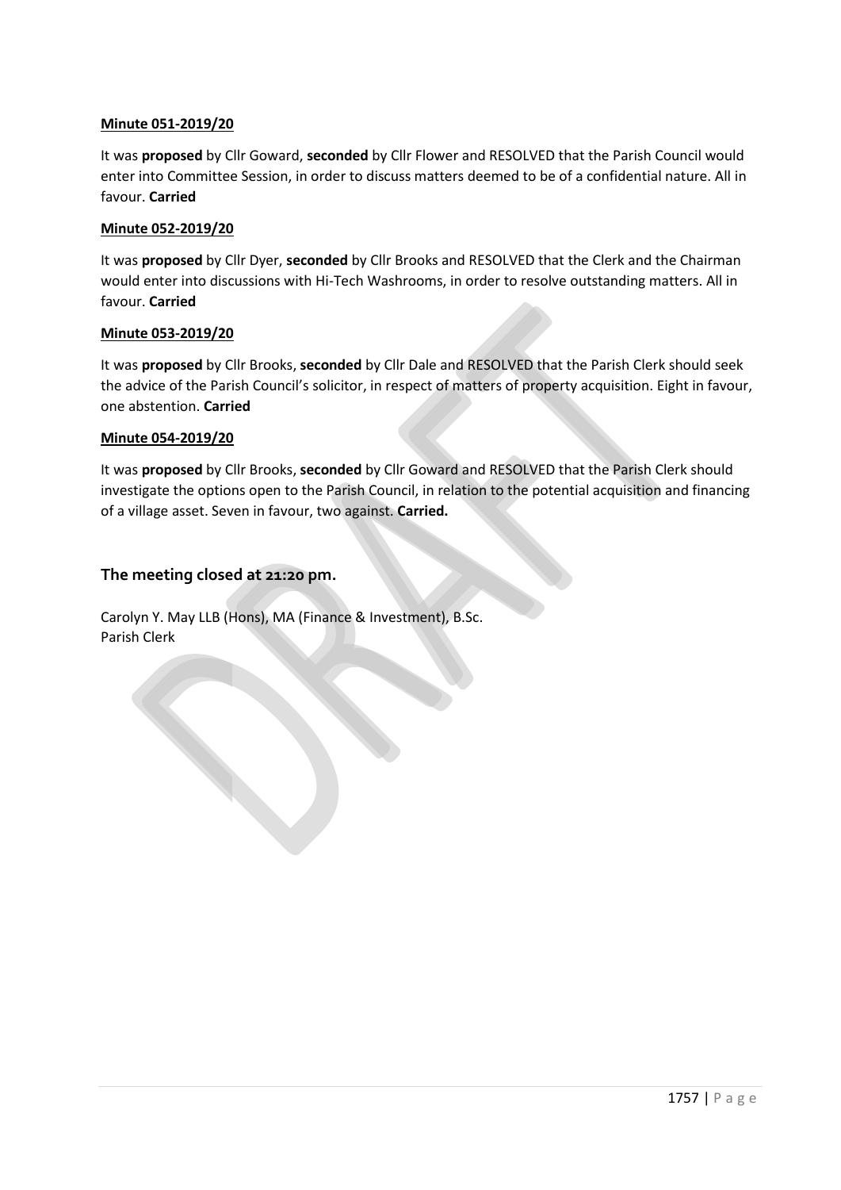**Minute 051-2019/20**

It was **proposed** by Cllr Goward, **seconded** by Cllr Flower and RESOLVED that the Parish Council would enter into Committee Session, in order to discuss matters deemed to be of a confidential nature. All in favour. **Carried**

**Minute 052-2019/20**

It was **proposed** by Cllr Dyer, **seconded** by Cllr Brooks and RESOLVED that the Clerk and the Chairman would enter into discussions with Hi-Tech Washrooms, in order to resolve outstanding matters. All in favour. **Carried**

**Minute 053-2019/20**

It was **proposed** by Cllr Brooks, **seconded** by Cllr Dale and RESOLVED that the Parish Clerk should seek the advice of the Parish Council's solicitor, in respect of matters of property acquisition. Eight in favour, one abstention. **Carried**

**Minute 054-2019/20**

It was **proposed** by Cllr Brooks, **seconded** by Cllr Goward and RESOLVED that the Parish Clerk should investigate the options open to the Parish Council, in relation to the potential acquisition and financing of a village asset. Seven in favour, two against. **Carried.**

### The meeting closed at 21:20 pm.

Carolyn Y. May LLB (Hons), MA (Finance & Investment), B.Sc.
Parish Clerk